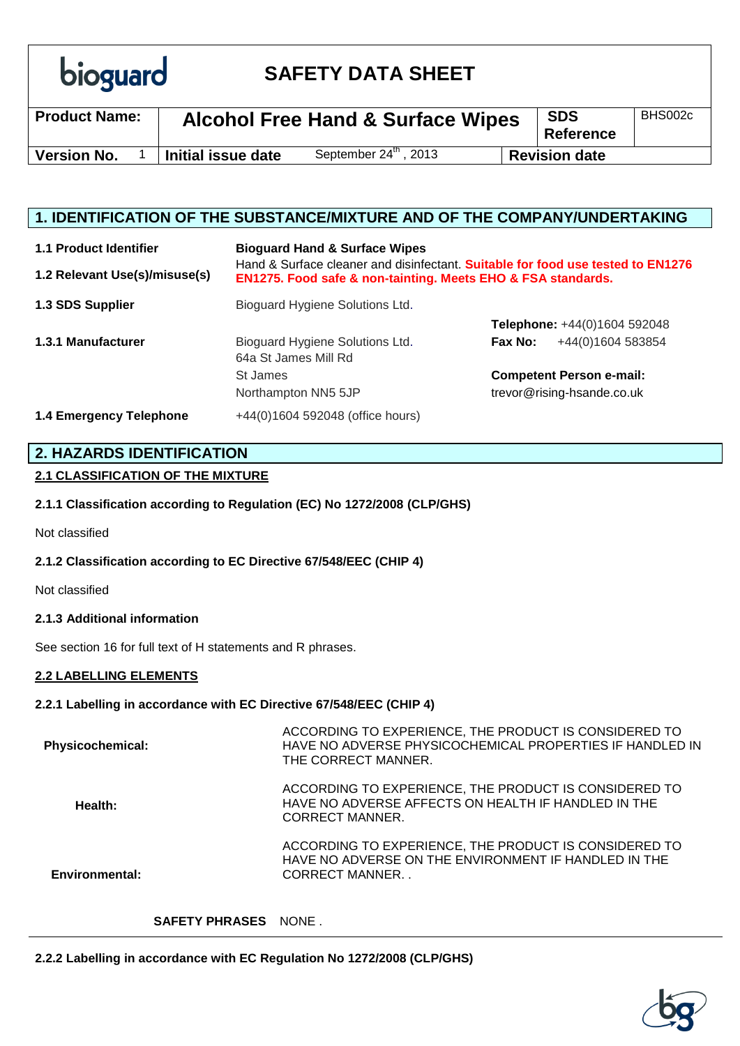bioguard

# SAFETY DATA SHEET

| Product Name: | Alcohol Free Hand & Surface Wipes | | SDS Reference | BHS002c |
|---|---|---|---|---|
| Version No. 1 | Initial issue date | September 24th, 2013 | Revision date | |

## 1. IDENTIFICATION OF THE SUBSTANCE/MIXTURE AND OF THE COMPANY/UNDERTAKING

**1.1 Product Identifier** — **Bioguard Hand & Surface Wipes**

**1.2 Relevant Use(s)/misuse(s)** — Hand & Surface cleaner and disinfectant. **Suitable for food use tested to EN1276 EN1275. Food safe & non-tainting. Meets EHO & FSA standards.**

**1.3 SDS Supplier** — Bioguard Hygiene Solutions Ltd.

**1.3.1 Manufacturer** — Bioguard Hygiene Solutions Ltd.
64a St James Mill Rd
St James
Northampton NN5 5JP

**Telephone:** +44(0)1604 592048
**Fax No:** +44(0)1604 583854

**Competent Person e-mail:**
trevor@rising-hsande.co.uk

**1.4 Emergency Telephone** — +44(0)1604 592048 (office hours)

## 2. HAZARDS IDENTIFICATION

### 2.1 CLASSIFICATION OF THE MIXTURE

**2.1.1 Classification according to Regulation (EC) No 1272/2008 (CLP/GHS)**

Not classified

**2.1.2 Classification according to EC Directive 67/548/EEC (CHIP 4)**

Not classified

**2.1.3 Additional information**

See section 16 for full text of H statements and R phrases.

### 2.2 LABELLING ELEMENTS

**2.2.1 Labelling in accordance with EC Directive 67/548/EEC (CHIP 4)**

**Physicochemical:** ACCORDING TO EXPERIENCE, THE PRODUCT IS CONSIDERED TO HAVE NO ADVERSE PHYSICOCHEMICAL PROPERTIES IF HANDLED IN THE CORRECT MANNER.

**Health:** ACCORDING TO EXPERIENCE, THE PRODUCT IS CONSIDERED TO HAVE NO ADVERSE AFFECTS ON HEALTH IF HANDLED IN THE CORRECT MANNER.

**Environmental:** ACCORDING TO EXPERIENCE, THE PRODUCT IS CONSIDERED TO HAVE NO ADVERSE ON THE ENVIRONMENT IF HANDLED IN THE CORRECT MANNER. .

**SAFETY PHRASES** NONE .

**2.2.2 Labelling in accordance with EC Regulation No 1272/2008 (CLP/GHS)**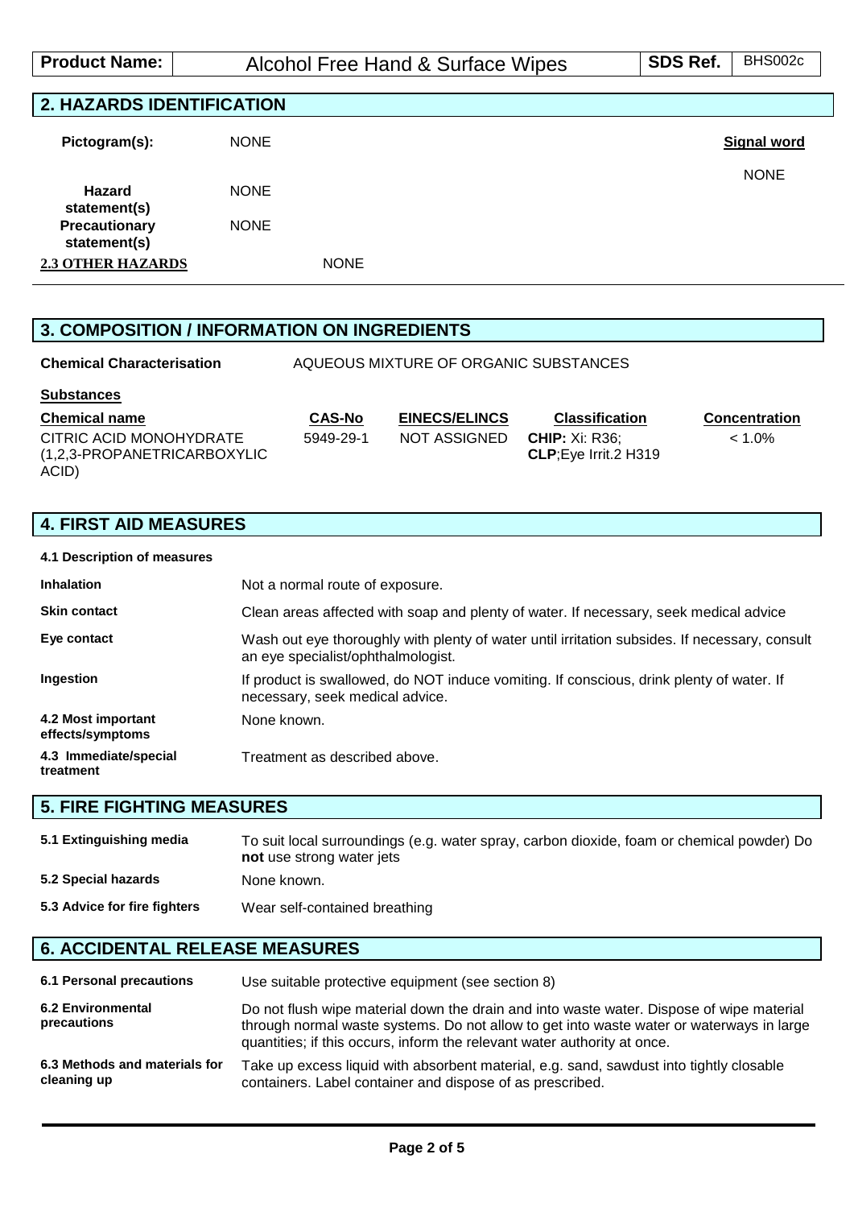| Product Name: | Alcohol Free Hand & Surface Wipes | SDS Ref. | BHS002c |
|---|---|---|---|

## 2. HAZARDS IDENTIFICATION

| | | |
|---|---|---|
| **Pictogram(s):** | NONE | **Signal word** |
| | | NONE |
| **Hazard statement(s)** | NONE | |
| **Precautionary statement(s)** | NONE | |

**2.3 OTHER HAZARDS** NONE

## 3. COMPOSITION / INFORMATION ON INGREDIENTS

**Chemical Characterisation** AQUEOUS MIXTURE OF ORGANIC SUBSTANCES

**Substances**

| Chemical name | CAS-No | EINECS/ELINCS | Classification | Concentration |
|---|---|---|---|---|
| CITRIC ACID MONOHYDRATE (1,2,3-PROPANETRICARBOXYLIC ACID) | 5949-29-1 | NOT ASSIGNED | **CHIP:** Xi: R36; **CLP**;Eye Irrit.2 H319 | < 1.0% |

## 4. FIRST AID MEASURES

**4.1 Description of measures**

| | |
|---|---|
| **Inhalation** | Not a normal route of exposure. |
| **Skin contact** | Clean areas affected with soap and plenty of water. If necessary, seek medical advice |
| **Eye contact** | Wash out eye thoroughly with plenty of water until irritation subsides. If necessary, consult an eye specialist/ophthalmologist. |
| **Ingestion** | If product is swallowed, do NOT induce vomiting. If conscious, drink plenty of water. If necessary, seek medical advice. |
| **4.2 Most important effects/symptoms** | None known. |
| **4.3 Immediate/special treatment** | Treatment as described above. |

## 5. FIRE FIGHTING MEASURES

| | |
|---|---|
| **5.1 Extinguishing media** | To suit local surroundings (e.g. water spray, carbon dioxide, foam or chemical powder) Do **not** use strong water jets |
| **5.2 Special hazards** | None known. |
| **5.3 Advice for fire fighters** | Wear self-contained breathing |

## 6. ACCIDENTAL RELEASE MEASURES

| | |
|---|---|
| **6.1 Personal precautions** | Use suitable protective equipment (see section 8) |
| **6.2 Environmental precautions** | Do not flush wipe material down the drain and into waste water. Dispose of wipe material through normal waste systems. Do not allow to get into waste water or waterways in large quantities; if this occurs, inform the relevant water authority at once. |
| **6.3 Methods and materials for cleaning up** | Take up excess liquid with absorbent material, e.g. sand, sawdust into tightly closable containers. Label container and dispose of as prescribed. |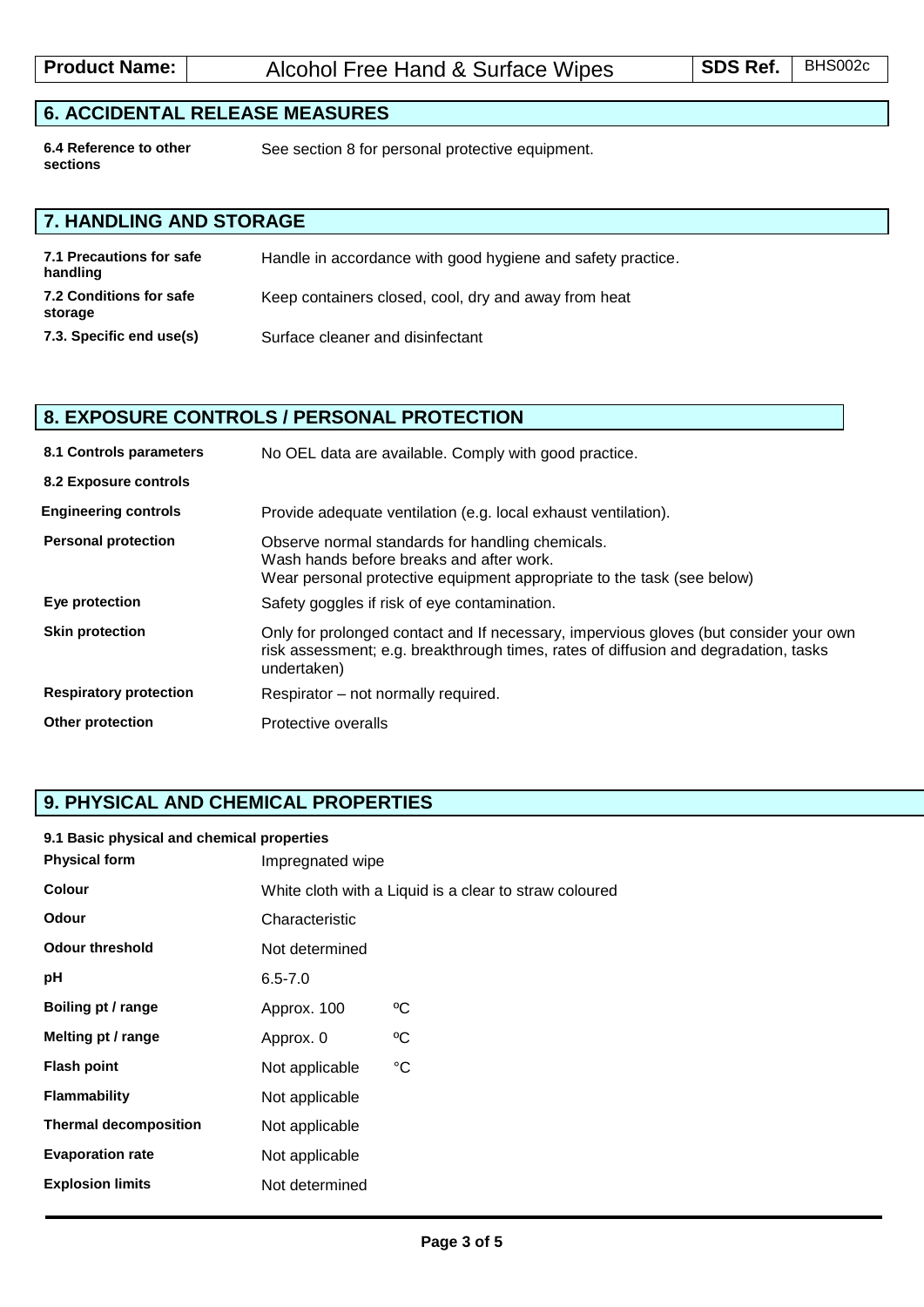## 6. ACCIDENTAL RELEASE MEASURES

| | |
|---|---|
| **6.4 Reference to other sections** | See section 8 for personal protective equipment. |

## 7. HANDLING AND STORAGE

| | |
|---|---|
| **7.1 Precautions for safe handling** | Handle in accordance with good hygiene and safety practice. |
| **7.2 Conditions for safe storage** | Keep containers closed, cool, dry and away from heat |
| **7.3. Specific end use(s)** | Surface cleaner and disinfectant |

## 8. EXPOSURE CONTROLS / PERSONAL PROTECTION

| | |
|---|---|
| **8.1 Controls parameters** | No OEL data are available. Comply with good practice. |
| **8.2 Exposure controls** | |
| **Engineering controls** | Provide adequate ventilation (e.g. local exhaust ventilation). |
| **Personal protection** | Observe normal standards for handling chemicals.<br>Wash hands before breaks and after work.<br>Wear personal protective equipment appropriate to the task (see below) |
| **Eye protection** | Safety goggles if risk of eye contamination. |
| **Skin protection** | Only for prolonged contact and If necessary, impervious gloves (but consider your own risk assessment; e.g. breakthrough times, rates of diffusion and degradation, tasks undertaken) |
| **Respiratory protection** | Respirator – not normally required. |
| **Other protection** | Protective overalls |

## 9. PHYSICAL AND CHEMICAL PROPERTIES

**9.1 Basic physical and chemical properties**

| | | |
|---|---|---|
| **Physical form** | Impregnated wipe | |
| **Colour** | White cloth with a Liquid is a clear to straw coloured | |
| **Odour** | Characteristic | |
| **Odour threshold** | Not determined | |
| **pH** | 6.5-7.0 | |
| **Boiling pt / range** | Approx. 100 | ºC |
| **Melting pt / range** | Approx. 0 | ºC |
| **Flash point** | Not applicable | °C |
| **Flammability** | Not applicable | |
| **Thermal decomposition** | Not applicable | |
| **Evaporation rate** | Not applicable | |
| **Explosion limits** | Not determined | |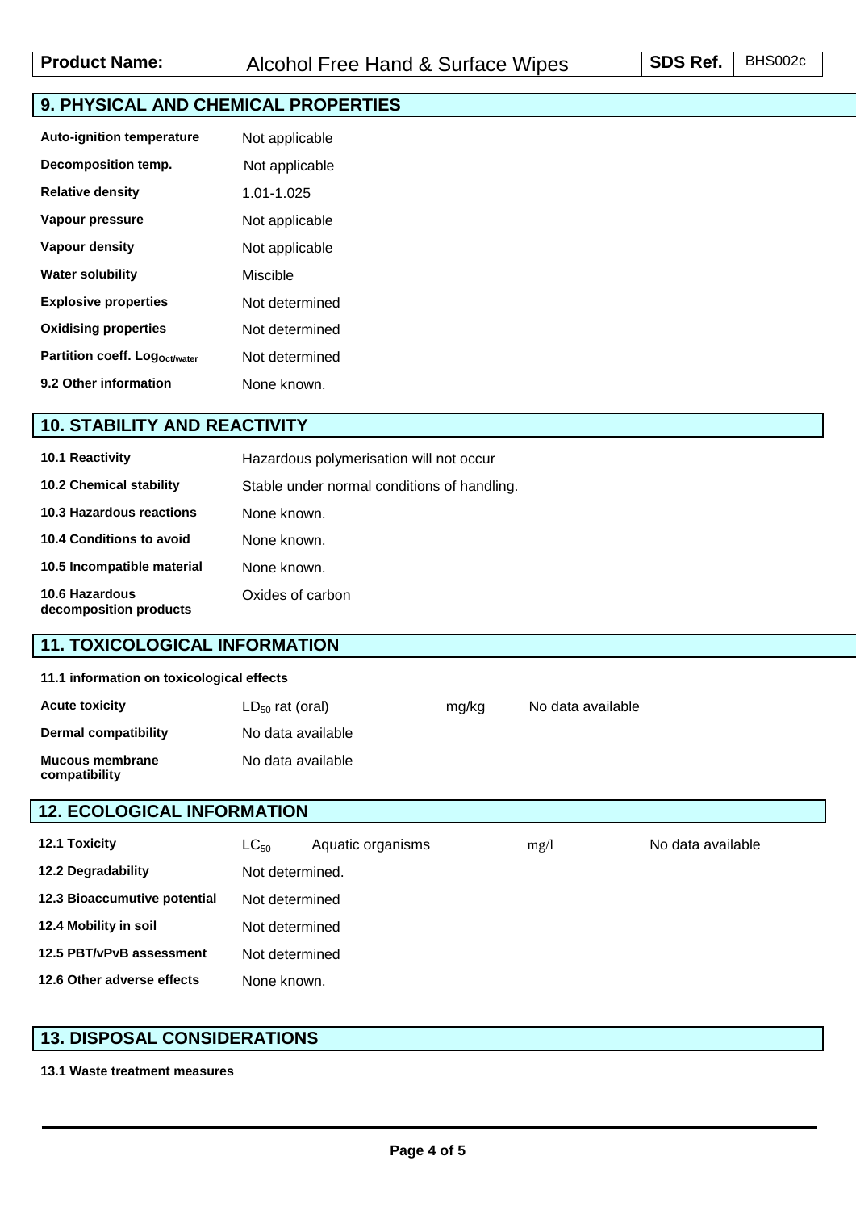| Product Name: | Alcohol Free Hand & Surface Wipes | SDS Ref. | BHS002c |
|---|---|---|---|

## 9. PHYSICAL AND CHEMICAL PROPERTIES

| | |
|---|---|
| **Auto-ignition temperature** | Not applicable |
| **Decomposition temp.** | Not applicable |
| **Relative density** | 1.01-1.025 |
| **Vapour pressure** | Not applicable |
| **Vapour density** | Not applicable |
| **Water solubility** | Miscible |
| **Explosive properties** | Not determined |
| **Oxidising properties** | Not determined |
| **Partition coeff. $Log_{Oct/water}$** | Not determined |
| **9.2 Other information** | None known. |

## 10. STABILITY AND REACTIVITY

| | |
|---|---|
| **10.1 Reactivity** | Hazardous polymerisation will not occur |
| **10.2 Chemical stability** | Stable under normal conditions of handling. |
| **10.3 Hazardous reactions** | None known. |
| **10.4 Conditions to avoid** | None known. |
| **10.5 Incompatible material** | None known. |
| **10.6 Hazardous decomposition products** | Oxides of carbon |

## 11. TOXICOLOGICAL INFORMATION

**11.1 information on toxicological effects**

| | | | |
|---|---|---|---|
| **Acute toxicity** | $LD_{50}$ rat (oral) | mg/kg | No data available |
| **Dermal compatibility** | No data available | | |
| **Mucous membrane compatibility** | No data available | | |

## 12. ECOLOGICAL INFORMATION

| | | | | |
|---|---|---|---|---|
| **12.1 Toxicity** | $LC_{50}$ | Aquatic organisms | mg/l | No data available |
| **12.2 Degradability** | Not determined. | | | |
| **12.3 Bioaccumutive potential** | Not determined | | | |
| **12.4 Mobility in soil** | Not determined | | | |
| **12.5 PBT/vPvB assessment** | Not determined | | | |
| **12.6 Other adverse effects** | None known. | | | |

## 13. DISPOSAL CONSIDERATIONS

**13.1 Waste treatment measures**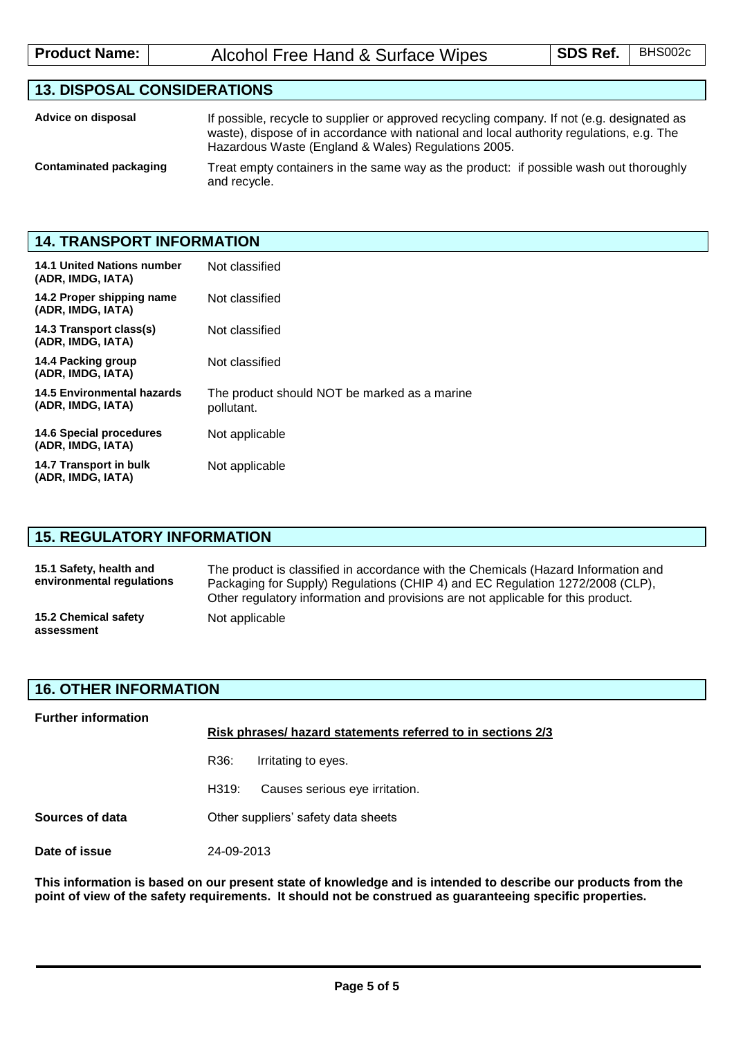| Product Name: | Alcohol Free Hand & Surface Wipes | SDS Ref. | BHS002c |
|---|---|---|---|

## 13. DISPOSAL CONSIDERATIONS

| | |
|---|---|
| **Advice on disposal** | If possible, recycle to supplier or approved recycling company. If not (e.g. designated as waste), dispose of in accordance with national and local authority regulations, e.g. The Hazardous Waste (England & Wales) Regulations 2005. |
| **Contaminated packaging** | Treat empty containers in the same way as the product: if possible wash out thoroughly and recycle. |

## 14. TRANSPORT INFORMATION

| | |
|---|---|
| **14.1 United Nations number (ADR, IMDG, IATA)** | Not classified |
| **14.2 Proper shipping name (ADR, IMDG, IATA)** | Not classified |
| **14.3 Transport class(s) (ADR, IMDG, IATA)** | Not classified |
| **14.4 Packing group (ADR, IMDG, IATA)** | Not classified |
| **14.5 Environmental hazards (ADR, IMDG, IATA)** | The product should NOT be marked as a marine pollutant. |
| **14.6 Special procedures (ADR, IMDG, IATA)** | Not applicable |
| **14.7 Transport in bulk (ADR, IMDG, IATA)** | Not applicable |

## 15. REGULATORY INFORMATION

| | |
|---|---|
| **15.1 Safety, health and environmental regulations** | The product is classified in accordance with the Chemicals (Hazard Information and Packaging for Supply) Regulations (CHIP 4) and EC Regulation 1272/2008 (CLP). Other regulatory information and provisions are not applicable for this product. |
| **15.2 Chemical safety assessment** | Not applicable |

## 16. OTHER INFORMATION

**Further information**

**Risk phrases/ hazard statements referred to in sections 2/3**

R36: Irritating to eyes.

H319: Causes serious eye irritation.

**Sources of data** Other suppliers' safety data sheets

**Date of issue** 24-09-2013

**This information is based on our present state of knowledge and is intended to describe our products from the point of view of the safety requirements. It should not be construed as guaranteeing specific properties.**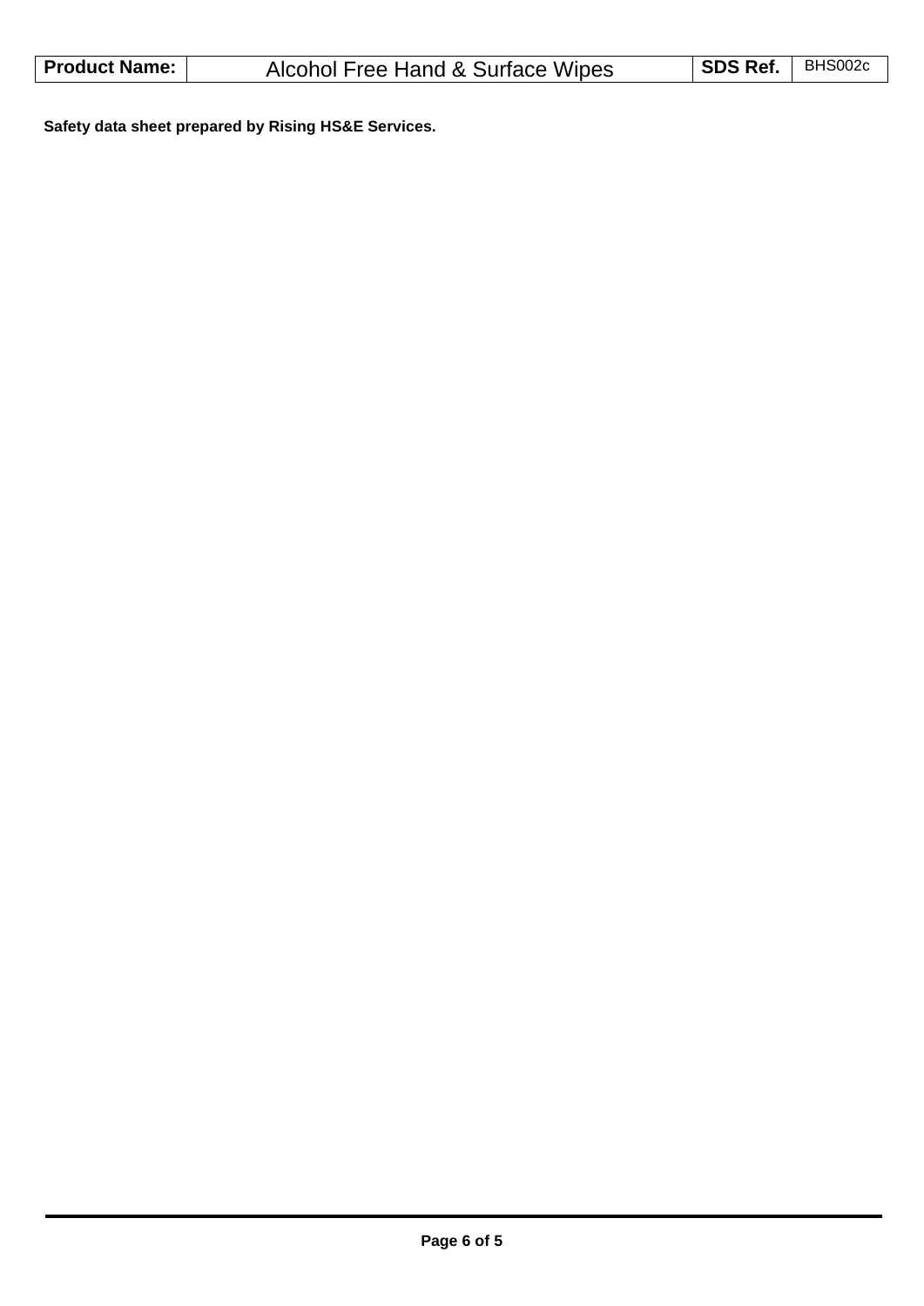**Safety data sheet prepared by Rising HS&E Services.**